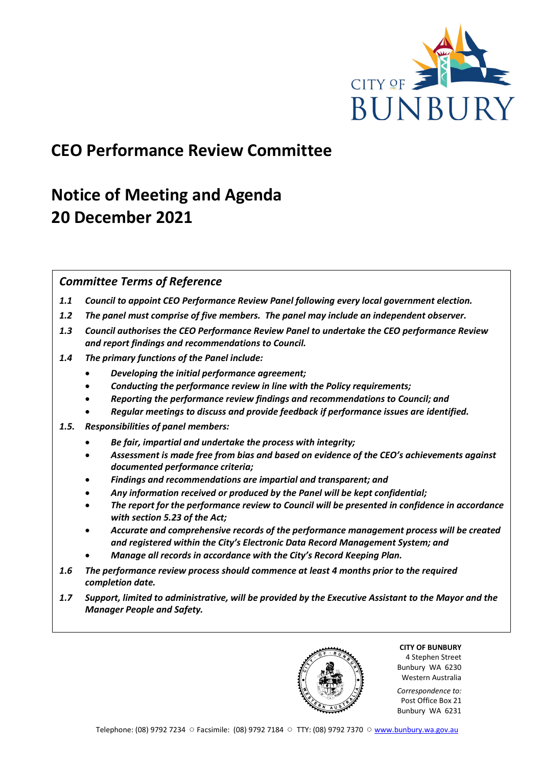# CEO Performance Review Committee

# Notice of Meeting and Agenda
# 20 December 2021

## *Committee Terms of Reference*

***1.1 Council to appoint CEO Performance Review Panel following every local government election.***

***1.2 The panel must comprise of five members. The panel may include an independent observer.***

***1.3 Council authorises the CEO Performance Review Panel to undertake the CEO performance Review and report findings and recommendations to Council.***

***1.4 The primary functions of the Panel include:***

- ***Developing the initial performance agreement;***
- ***Conducting the performance review in line with the Policy requirements;***
- ***Reporting the performance review findings and recommendations to Council; and***
- ***Regular meetings to discuss and provide feedback if performance issues are identified.***

***1.5. Responsibilities of panel members:***

- ***Be fair, impartial and undertake the process with integrity;***
- ***Assessment is made free from bias and based on evidence of the CEO's achievements against documented performance criteria;***
- ***Findings and recommendations are impartial and transparent; and***
- ***Any information received or produced by the Panel will be kept confidential;***
- ***The report for the performance review to Council will be presented in confidence in accordance with section 5.23 of the Act;***
- ***Accurate and comprehensive records of the performance management process will be created and registered within the City's Electronic Data Record Management System; and***
- ***Manage all records in accordance with the City's Record Keeping Plan.***

***1.6 The performance review process should commence at least 4 months prior to the required completion date.***

***1.7 Support, limited to administrative, will be provided by the Executive Assistant to the Mayor and the Manager People and Safety.***

**CITY OF BUNBURY**
4 Stephen Street
Bunbury WA 6230
Western Australia

*Correspondence to:*
Post Office Box 21
Bunbury WA 6231

Telephone: (08) 9792 7234 ◌ Facsimile: (08) 9792 7184 ◌ TTY: (08) 9792 7370 ◌ www.bunbury.wa.gov.au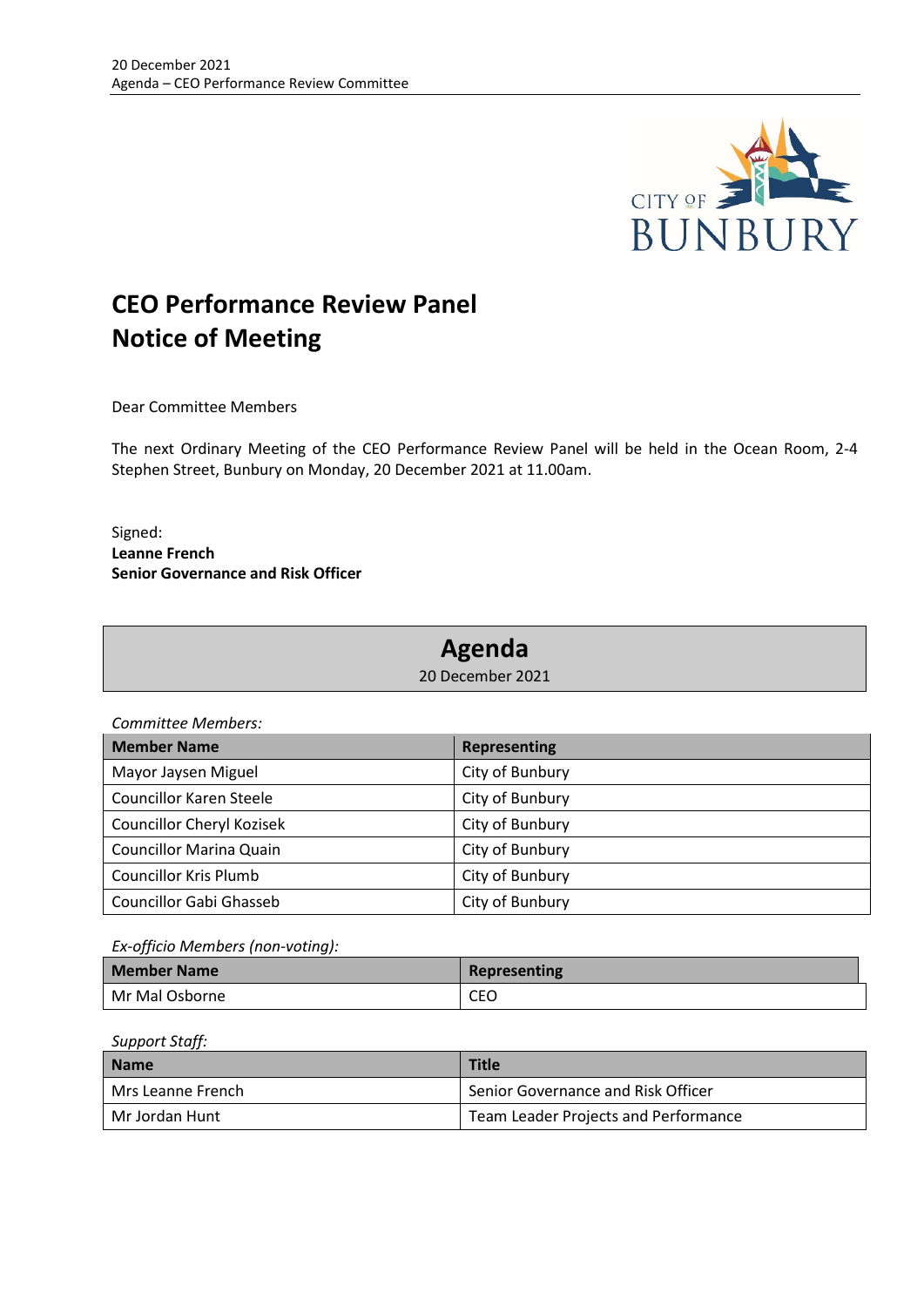# CEO Performance Review Panel
# Notice of Meeting

Dear Committee Members

The next Ordinary Meeting of the CEO Performance Review Panel will be held in the Ocean Room, 2-4 Stephen Street, Bunbury on Monday, 20 December 2021 at 11.00am.

Signed:
**Leanne French**
**Senior Governance and Risk Officer**

## Agenda

20 December 2021

*Committee Members:*

| Member Name | Representing |
|---|---|
| Mayor Jaysen Miguel | City of Bunbury |
| Councillor Karen Steele | City of Bunbury |
| Councillor Cheryl Kozisek | City of Bunbury |
| Councillor Marina Quain | City of Bunbury |
| Councillor Kris Plumb | City of Bunbury |
| Councillor Gabi Ghasseb | City of Bunbury |

*Ex-officio Members (non-voting):*

| Member Name | Representing |
|---|---|
| Mr Mal Osborne | CEO |

*Support Staff:*

| Name | Title |
|---|---|
| Mrs Leanne French | Senior Governance and Risk Officer |
| Mr Jordan Hunt | Team Leader Projects and Performance |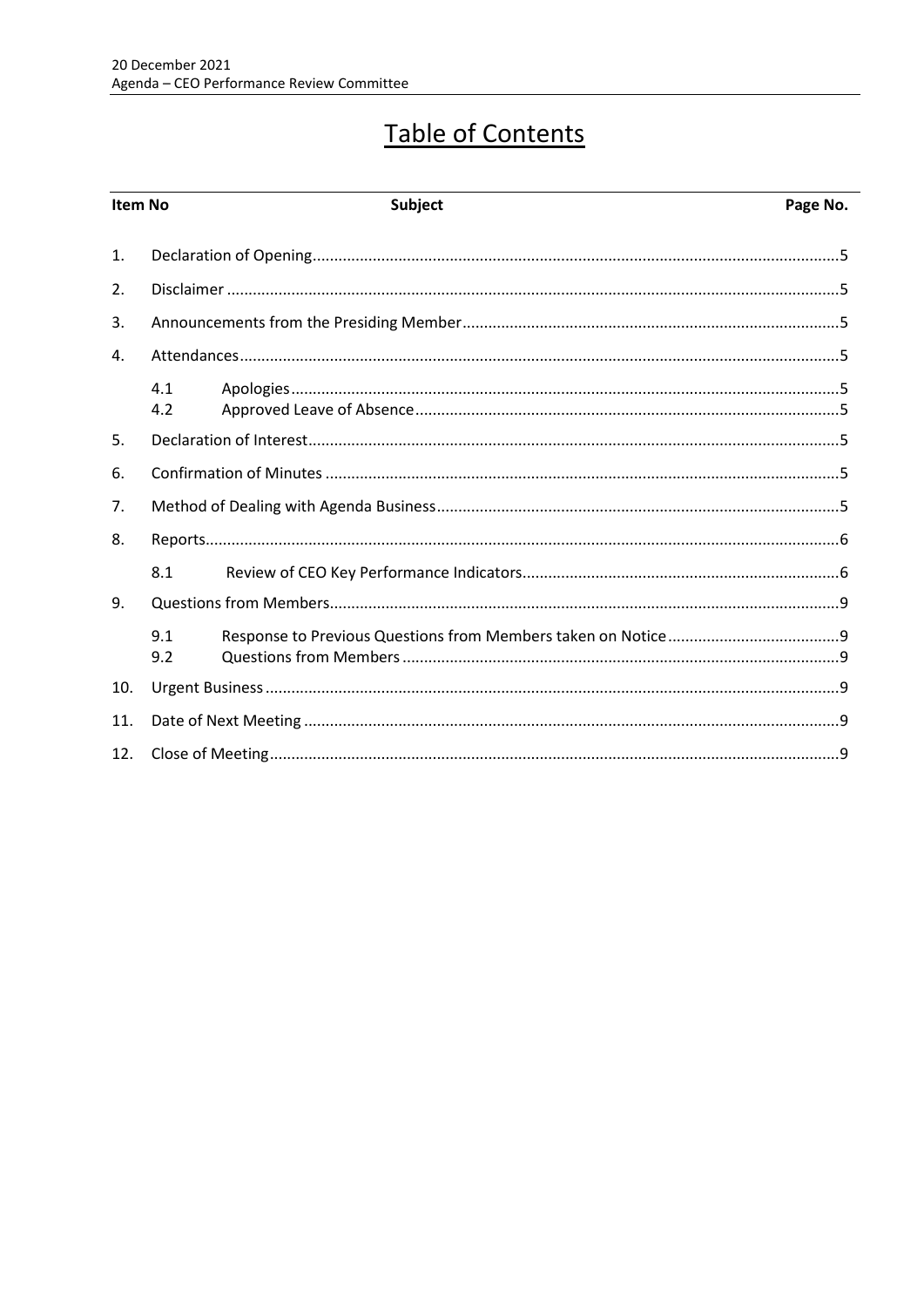# Table of Contents

| Item No | | Subject | Page No. |
|---|---|---|---|
| 1. | | Declaration of Opening | 5 |
| 2. | | Disclaimer | 5 |
| 3. | | Announcements from the Presiding Member | 5 |
| 4. | | Attendances | 5 |
| | 4.1 | Apologies | 5 |
| | 4.2 | Approved Leave of Absence | 5 |
| 5. | | Declaration of Interest | 5 |
| 6. | | Confirmation of Minutes | 5 |
| 7. | | Method of Dealing with Agenda Business | 5 |
| 8. | | Reports | 6 |
| | 8.1 | Review of CEO Key Performance Indicators | 6 |
| 9. | | Questions from Members | 9 |
| | 9.1 | Response to Previous Questions from Members taken on Notice | 9 |
| | 9.2 | Questions from Members | 9 |
| 10. | | Urgent Business | 9 |
| 11. | | Date of Next Meeting | 9 |
| 12. | | Close of Meeting | 9 |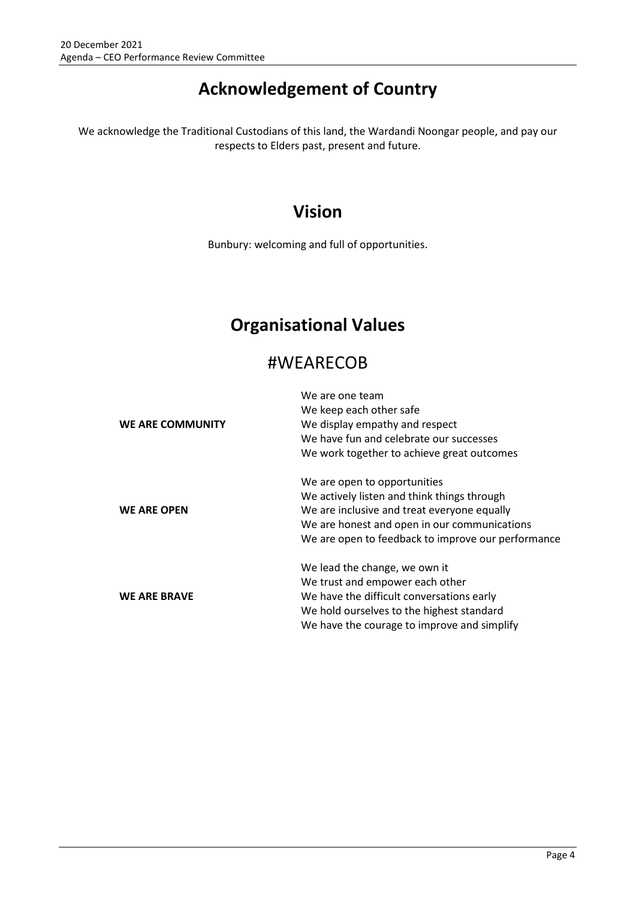# Acknowledgement of Country

We acknowledge the Traditional Custodians of this land, the Wardandi Noongar people, and pay our respects to Elders past, present and future.

# Vision

Bunbury: welcoming and full of opportunities.

# Organisational Values

## #WEARECOB

| | |
|---|---|
| **WE ARE COMMUNITY** | We are one team<br>We keep each other safe<br>We display empathy and respect<br>We have fun and celebrate our successes<br>We work together to achieve great outcomes |
| **WE ARE OPEN** | We are open to opportunities<br>We actively listen and think things through<br>We are inclusive and treat everyone equally<br>We are honest and open in our communications<br>We are open to feedback to improve our performance |
| **WE ARE BRAVE** | We lead the change, we own it<br>We trust and empower each other<br>We have the difficult conversations early<br>We hold ourselves to the highest standard<br>We have the courage to improve and simplify |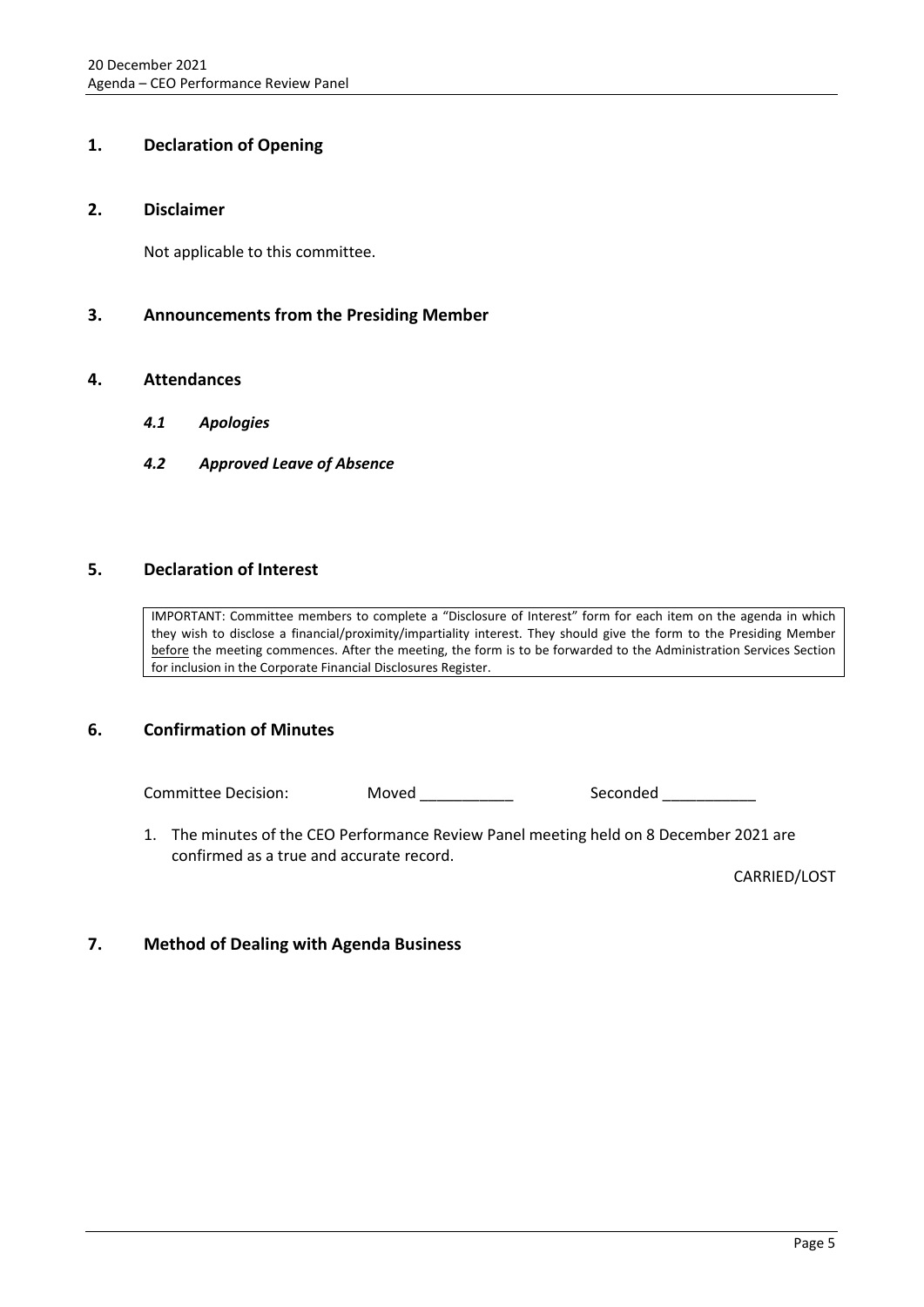## 1. Declaration of Opening

## 2. Disclaimer

Not applicable to this committee.

## 3. Announcements from the Presiding Member

## 4. Attendances

### *4.1 Apologies*

### *4.2 Approved Leave of Absence*

## 5. Declaration of Interest

> IMPORTANT: Committee members to complete a "Disclosure of Interest" form for each item on the agenda in which they wish to disclose a financial/proximity/impartiality interest. They should give the form to the Presiding Member <u>before</u> the meeting commences. After the meeting, the form is to be forwarded to the Administration Services Section for inclusion in the Corporate Financial Disclosures Register.

## 6. Confirmation of Minutes

Committee Decision: Moved ___________ Seconded ___________

1. The minutes of the CEO Performance Review Panel meeting held on 8 December 2021 are confirmed as a true and accurate record.

CARRIED/LOST

## 7. Method of Dealing with Agenda Business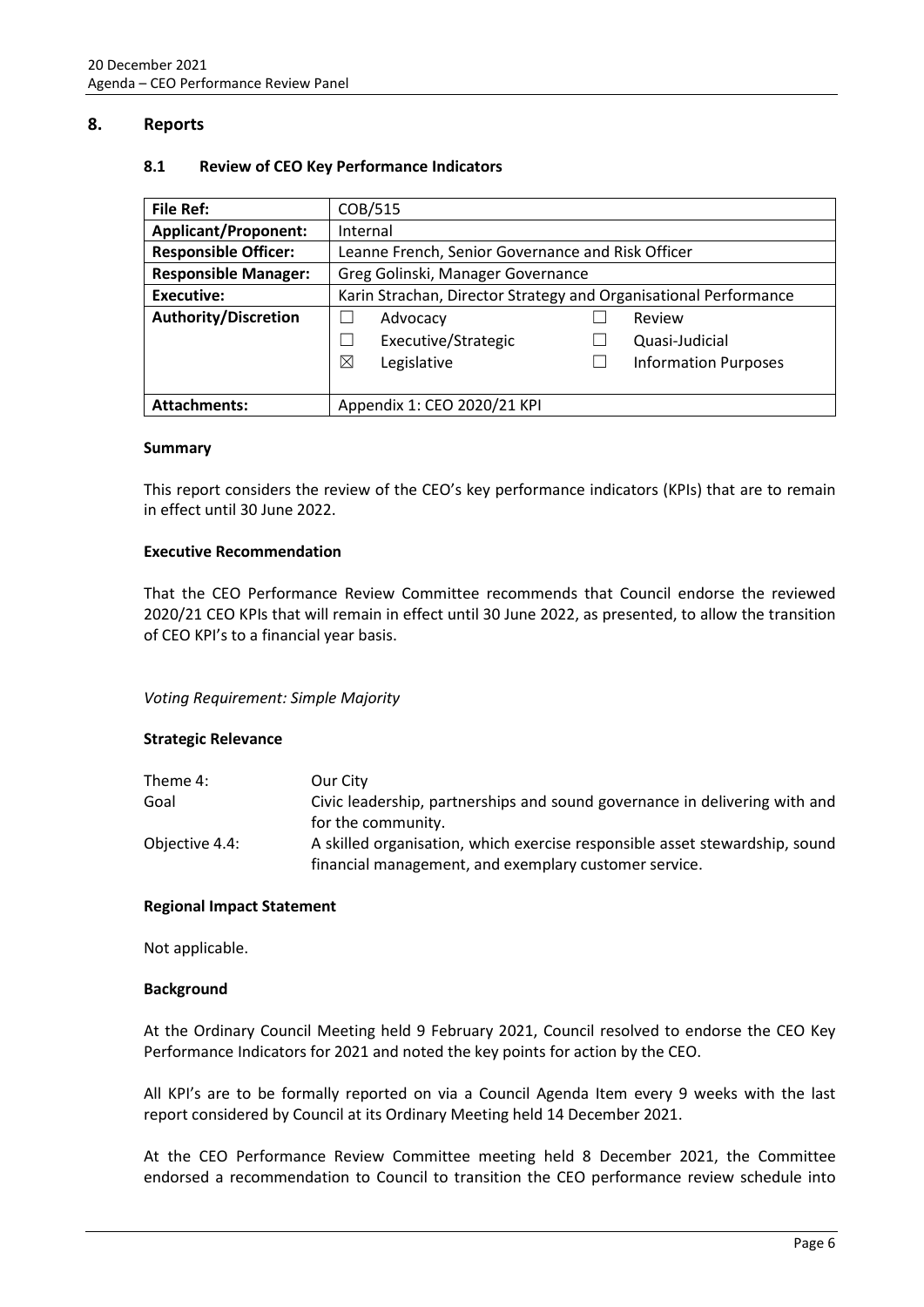## 8. Reports

### 8.1 Review of CEO Key Performance Indicators

| File Ref: | COB/515 | | |
|---|---|---|---|
| **Applicant/Proponent:** | Internal | | |
| **Responsible Officer:** | Leanne French, Senior Governance and Risk Officer | | |
| **Responsible Manager:** | Greg Golinski, Manager Governance | | |
| **Executive:** | Karin Strachan, Director Strategy and Organisational Performance | | |
| **Authority/Discretion** | ☐ Advocacy | ☐ Review | |
| | ☐ Executive/Strategic | ☐ Quasi-Judicial | |
| | ☒ Legislative | ☐ Information Purposes | |
| **Attachments:** | Appendix 1: CEO 2020/21 KPI | | |

**Summary**

This report considers the review of the CEO's key performance indicators (KPIs) that are to remain in effect until 30 June 2022.

**Executive Recommendation**

That the CEO Performance Review Committee recommends that Council endorse the reviewed 2020/21 CEO KPIs that will remain in effect until 30 June 2022, as presented, to allow the transition of CEO KPI's to a financial year basis.

*Voting Requirement: Simple Majority*

**Strategic Relevance**

| | |
|---|---|
| Theme 4: | Our City |
| Goal | Civic leadership, partnerships and sound governance in delivering with and for the community. |
| Objective 4.4: | A skilled organisation, which exercise responsible asset stewardship, sound financial management, and exemplary customer service. |

**Regional Impact Statement**

Not applicable.

**Background**

At the Ordinary Council Meeting held 9 February 2021, Council resolved to endorse the CEO Key Performance Indicators for 2021 and noted the key points for action by the CEO.

All KPI's are to be formally reported on via a Council Agenda Item every 9 weeks with the last report considered by Council at its Ordinary Meeting held 14 December 2021.

At the CEO Performance Review Committee meeting held 8 December 2021, the Committee endorsed a recommendation to Council to transition the CEO performance review schedule into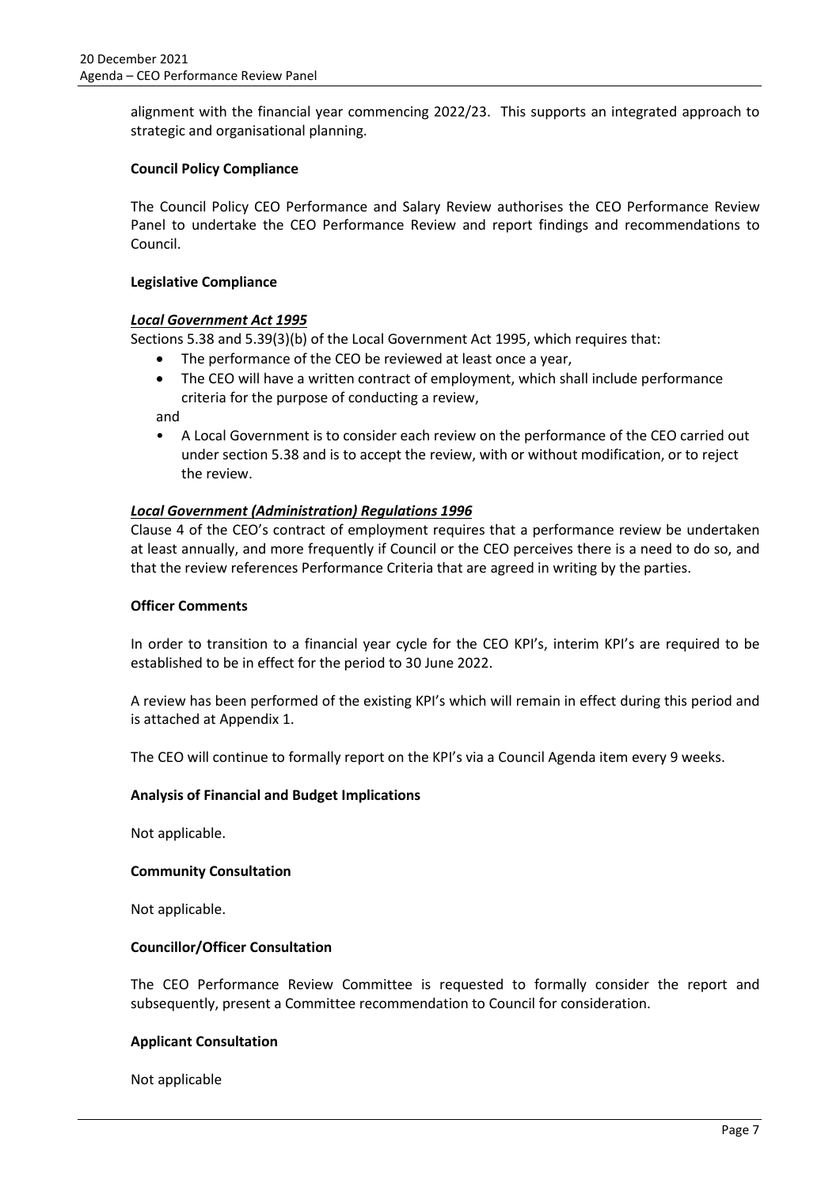alignment with the financial year commencing 2022/23. This supports an integrated approach to strategic and organisational planning.

**Council Policy Compliance**

The Council Policy CEO Performance and Salary Review authorises the CEO Performance Review Panel to undertake the CEO Performance Review and report findings and recommendations to Council.

**Legislative Compliance**

***Local Government Act 1995***

Sections 5.38 and 5.39(3)(b) of the Local Government Act 1995, which requires that:

- The performance of the CEO be reviewed at least once a year,
- The CEO will have a written contract of employment, which shall include performance criteria for the purpose of conducting a review,

and

- A Local Government is to consider each review on the performance of the CEO carried out under section 5.38 and is to accept the review, with or without modification, or to reject the review.

***Local Government (Administration) Regulations 1996***

Clause 4 of the CEO's contract of employment requires that a performance review be undertaken at least annually, and more frequently if Council or the CEO perceives there is a need to do so, and that the review references Performance Criteria that are agreed in writing by the parties.

**Officer Comments**

In order to transition to a financial year cycle for the CEO KPI's, interim KPI's are required to be established to be in effect for the period to 30 June 2022.

A review has been performed of the existing KPI's which will remain in effect during this period and is attached at Appendix 1.

The CEO will continue to formally report on the KPI's via a Council Agenda item every 9 weeks.

**Analysis of Financial and Budget Implications**

Not applicable.

**Community Consultation**

Not applicable.

**Councillor/Officer Consultation**

The CEO Performance Review Committee is requested to formally consider the report and subsequently, present a Committee recommendation to Council for consideration.

**Applicant Consultation**

Not applicable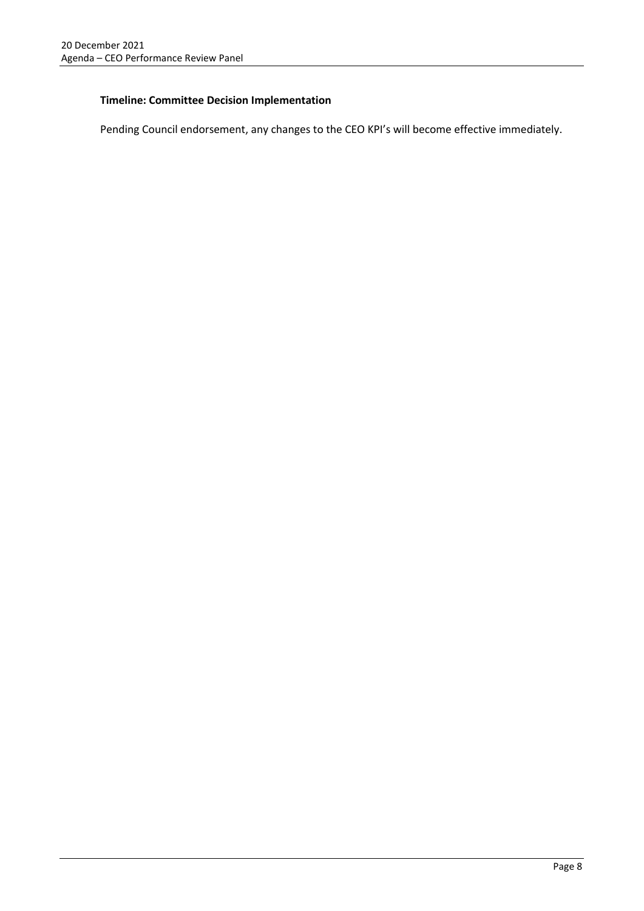**Timeline: Committee Decision Implementation**

Pending Council endorsement, any changes to the CEO KPI's will become effective immediately.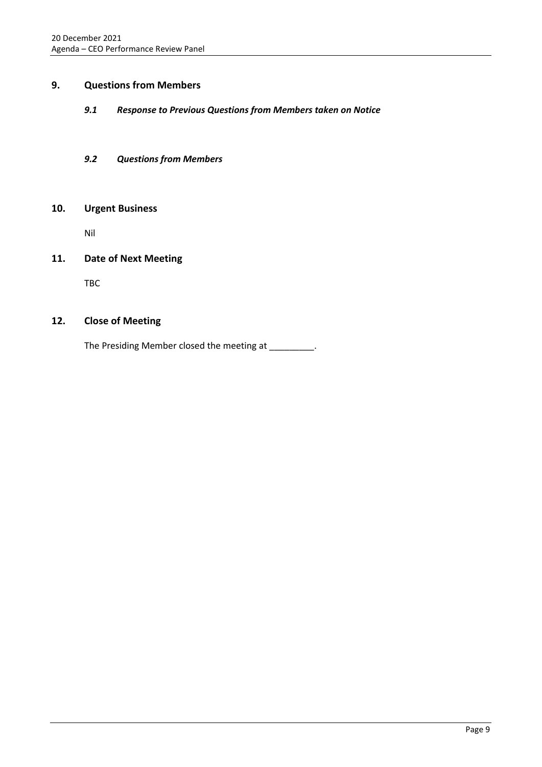## 9. Questions from Members

### *9.1 Response to Previous Questions from Members taken on Notice*

### *9.2 Questions from Members*

## 10. Urgent Business

Nil

## 11. Date of Next Meeting

TBC

## 12. Close of Meeting

The Presiding Member closed the meeting at _________.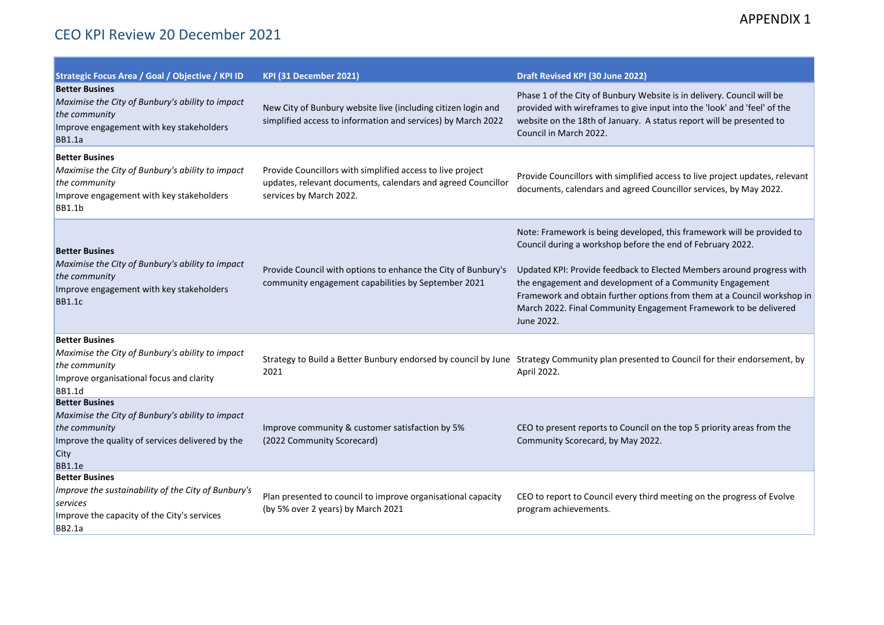APPENDIX 1

# CEO KPI Review 20 December 2021

| Strategic Focus Area / Goal / Objective / KPI ID | KPI (31 December 2021) | Draft Revised KPI (30 June 2022) |
|---|---|---|
| **Better Busines**<br>*Maximise the City of Bunbury's ability to impact the community*<br>Improve engagement with key stakeholders<br>BB1.1a | New City of Bunbury website live (including citizen login and simplified access to information and services) by March 2022 | Phase 1 of the City of Bunbury Website is in delivery. Council will be provided with wireframes to give input into the 'look' and 'feel' of the website on the 18th of January. A status report will be presented to Council in March 2022. |
| **Better Busines**<br>*Maximise the City of Bunbury's ability to impact the community*<br>Improve engagement with key stakeholders<br>BB1.1b | Provide Councillors with simplified access to live project updates, relevant documents, calendars and agreed Councillor services by March 2022. | Provide Councillors with simplified access to live project updates, relevant documents, calendars and agreed Councillor services, by May 2022. |
| **Better Busines**<br>*Maximise the City of Bunbury's ability to impact the community*<br>Improve engagement with key stakeholders<br>BB1.1c | Provide Council with options to enhance the City of Bunbury's community engagement capabilities by September 2021 | Note: Framework is being developed, this framework will be provided to Council during a workshop before the end of February 2022.<br><br>Updated KPI: Provide feedback to Elected Members around progress with the engagement and development of a Community Engagement Framework and obtain further options from them at a Council workshop in March 2022. Final Community Engagement Framework to be delivered June 2022. |
| **Better Busines**<br>*Maximise the City of Bunbury's ability to impact the community*<br>Improve organisational focus and clarity<br>BB1.1d | Strategy to Build a Better Bunbury endorsed by council by June 2021 | Strategy Community plan presented to Council for their endorsement, by April 2022. |
| **Better Busines**<br>*Maximise the City of Bunbury's ability to impact the community*<br>Improve the quality of services delivered by the City<br>BB1.1e | Improve community & customer satisfaction by 5% (2022 Community Scorecard) | CEO to present reports to Council on the top 5 priority areas from the Community Scorecard, by May 2022. |
| **Better Busines**<br>*Improve the sustainability of the City of Bunbury's services*<br>Improve the capacity of the City's services<br>BB2.1a | Plan presented to council to improve organisational capacity (by 5% over 2 years) by March 2021 | CEO to report to Council every third meeting on the progress of Evolve program achievements. |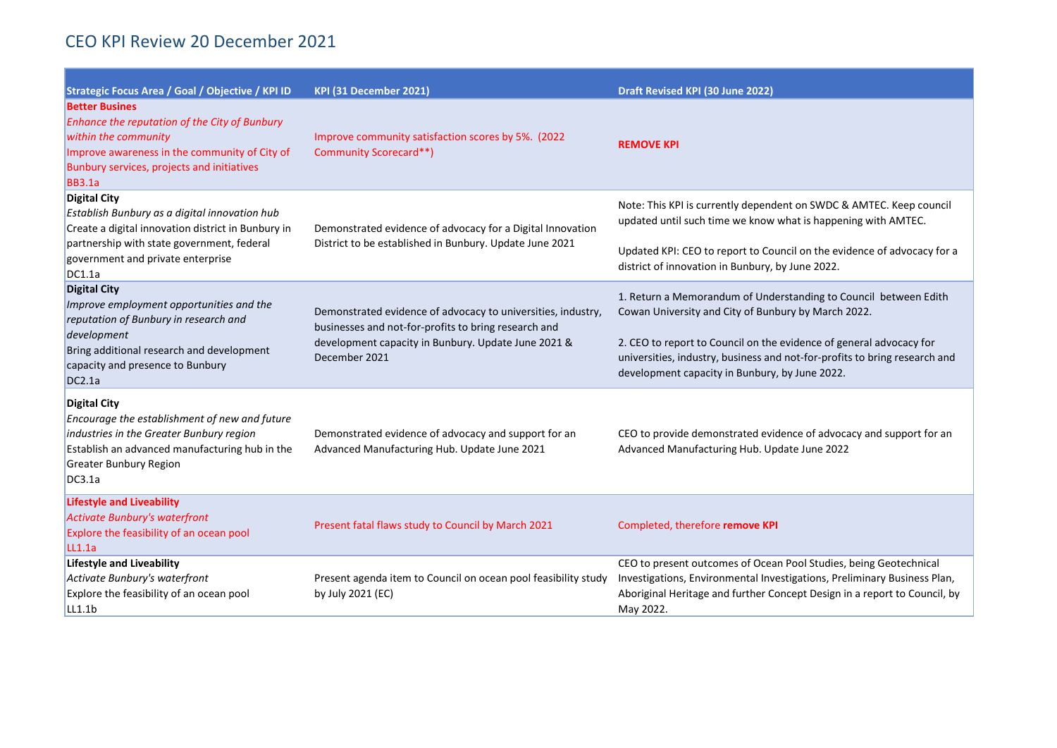# CEO KPI Review 20 December 2021

| Strategic Focus Area / Goal / Objective / KPI ID | KPI (31 December 2021) | Draft Revised KPI (30 June 2022) |
|---|---|---|
| **Better Busines**<br>*Enhance the reputation of the City of Bunbury within the community*<br>Improve awareness in the community of City of Bunbury services, projects and initiatives<br>BB3.1a | Improve community satisfaction scores by 5%. (2022 Community Scorecard**) | **REMOVE KPI** |
| **Digital City**<br>*Establish Bunbury as a digital innovation hub*<br>Create a digital innovation district in Bunbury in partnership with state government, federal government and private enterprise<br>DC1.1a | Demonstrated evidence of advocacy for a Digital Innovation District to be established in Bunbury. Update June 2021 | Note: This KPI is currently dependent on SWDC & AMTEC. Keep council updated until such time we know what is happening with AMTEC.<br><br>Updated KPI: CEO to report to Council on the evidence of advocacy for a district of innovation in Bunbury, by June 2022. |
| **Digital City**<br>*Improve employment opportunities and the reputation of Bunbury in research and development*<br>Bring additional research and development capacity and presence to Bunbury<br>DC2.1a | Demonstrated evidence of advocacy to universities, industry, businesses and not-for-profits to bring research and development capacity in Bunbury. Update June 2021 & December 2021 | 1. Return a Memorandum of Understanding to Council between Edith Cowan University and City of Bunbury by March 2022.<br><br>2. CEO to report to Council on the evidence of general advocacy for universities, industry, business and not-for-profits to bring research and development capacity in Bunbury, by June 2022. |
| **Digital City**<br>*Encourage the establishment of new and future industries in the Greater Bunbury region*<br>Establish an advanced manufacturing hub in the Greater Bunbury Region<br>DC3.1a | Demonstrated evidence of advocacy and support for an Advanced Manufacturing Hub. Update June 2021 | CEO to provide demonstrated evidence of advocacy and support for an Advanced Manufacturing Hub. Update June 2022 |
| **Lifestyle and Liveability**<br>*Activate Bunbury's waterfront*<br>Explore the feasibility of an ocean pool<br>LL1.1a | Present fatal flaws study to Council by March 2021 | Completed, therefore **remove KPI** |
| **Lifestyle and Liveability**<br>*Activate Bunbury's waterfront*<br>Explore the feasibility of an ocean pool<br>LL1.1b | Present agenda item to Council on ocean pool feasibility study by July 2021 (EC) | CEO to present outcomes of Ocean Pool Studies, being Geotechnical Investigations, Environmental Investigations, Preliminary Business Plan, Aboriginal Heritage and further Concept Design in a report to Council, by May 2022. |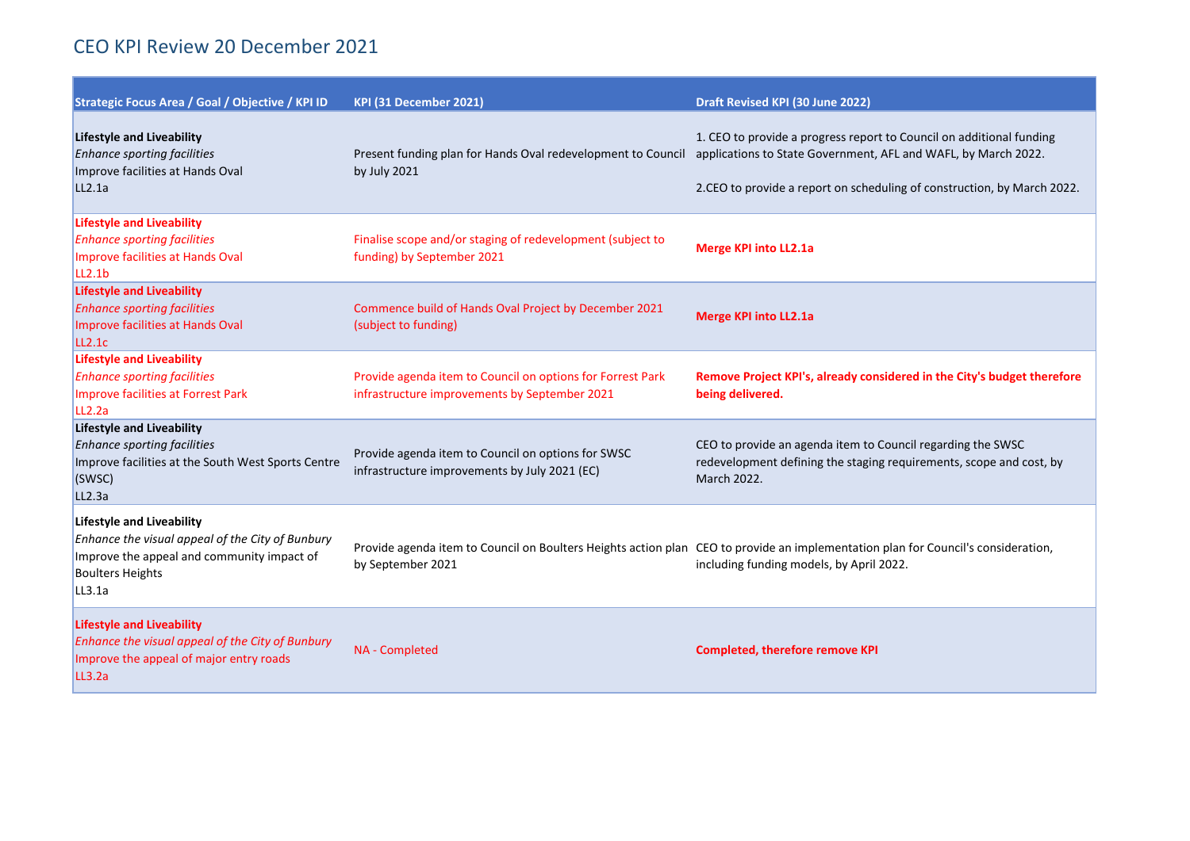# CEO KPI Review 20 December 2021

| Strategic Focus Area / Goal / Objective / KPI ID | KPI (31 December 2021) | Draft Revised KPI (30 June 2022) |
|---|---|---|
| **Lifestyle and Liveability**<br>*Enhance sporting facilities*<br>Improve facilities at Hands Oval<br>LL2.1a | Present funding plan for Hands Oval redevelopment to Council by July 2021 | 1. CEO to provide a progress report to Council on additional funding applications to State Government, AFL and WAFL, by March 2022.<br><br>2.CEO to provide a report on scheduling of construction, by March 2022. |
| **Lifestyle and Liveability**<br>*Enhance sporting facilities*<br>Improve facilities at Hands Oval<br>LL2.1b | Finalise scope and/or staging of redevelopment (subject to funding) by September 2021 | **Merge KPI into LL2.1a** |
| **Lifestyle and Liveability**<br>*Enhance sporting facilities*<br>Improve facilities at Hands Oval<br>LL2.1c | Commence build of Hands Oval Project by December 2021 (subject to funding) | **Merge KPI into LL2.1a** |
| **Lifestyle and Liveability**<br>*Enhance sporting facilities*<br>Improve facilities at Forrest Park<br>LL2.2a | Provide agenda item to Council on options for Forrest Park infrastructure improvements by September 2021 | **Remove Project KPI's, already considered in the City's budget therefore being delivered.** |
| **Lifestyle and Liveability**<br>*Enhance sporting facilities*<br>Improve facilities at the South West Sports Centre (SWSC)<br>LL2.3a | Provide agenda item to Council on options for SWSC infrastructure improvements by July 2021 (EC) | CEO to provide an agenda item to Council regarding the SWSC redevelopment defining the staging requirements, scope and cost, by March 2022. |
| **Lifestyle and Liveability**<br>*Enhance the visual appeal of the City of Bunbury*<br>Improve the appeal and community impact of Boulters Heights<br>LL3.1a | Provide agenda item to Council on Boulters Heights action plan by September 2021 | CEO to provide an implementation plan for Council's consideration, including funding models, by April 2022. |
| **Lifestyle and Liveability**<br>*Enhance the visual appeal of the City of Bunbury*<br>Improve the appeal of major entry roads<br>LL3.2a | NA - Completed | **Completed, therefore remove KPI** |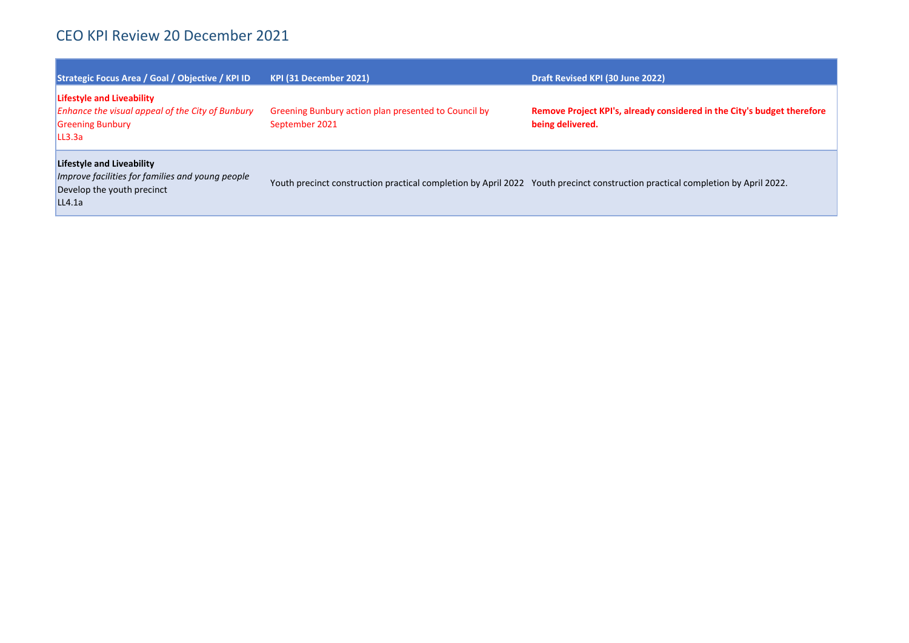# CEO KPI Review 20 December 2021

| Strategic Focus Area / Goal / Objective / KPI ID | KPI (31 December 2021) | Draft Revised KPI (30 June 2022) |
|---|---|---|
| **Lifestyle and Liveability**<br>*Enhance the visual appeal of the City of Bunbury*<br>Greening Bunbury<br>LL3.3a | Greening Bunbury action plan presented to Council by September 2021 | **Remove Project KPI's, already considered in the City's budget therefore being delivered.** |
| **Lifestyle and Liveability**<br>*Improve facilities for families and young people*<br>Develop the youth precinct<br>LL4.1a | Youth precinct construction practical completion by April 2022 | Youth precinct construction practical completion by April 2022. |